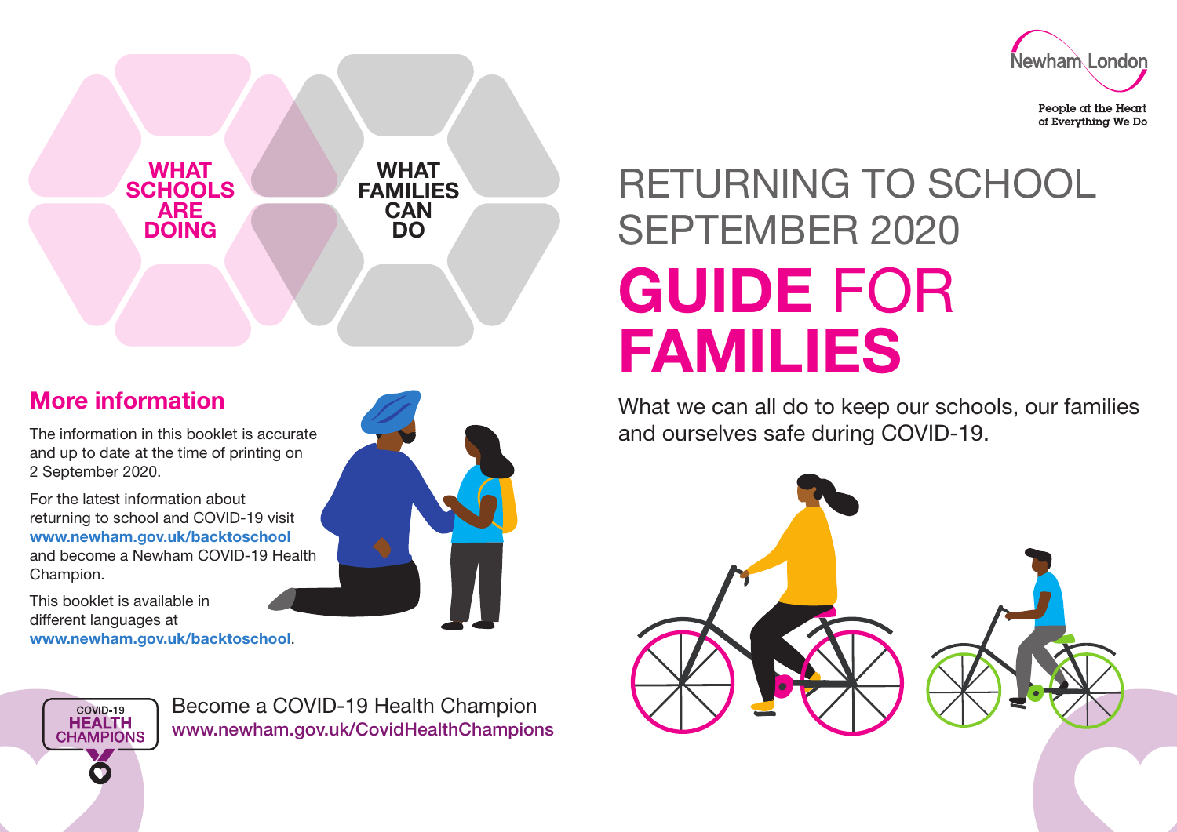# RETURNING TO SCHOOL SEPTEMBER 2020

# **GUIDE** FOR **FAMILIES**

What we can all do to keep our schools, our families and ourselves safe during COVID-19.

Newham London

People at the Heart of Everything We Do

**WHAT SCHOOLS ARE DOING**

**WHAT FAMILIES CAN DO**

## More information

The information in this booklet is accurate and up to date at the time of printing on 2 September 2020.

For the latest information about returning to school and COVID-19 visit **www.newham.gov.uk/backtoschool** and become a Newham COVID-19 Health Champion.

This booklet is available in different languages at **www.newham.gov.uk/backtoschool**.

COVID-19 HEALTH CHAMPIONS

Become a COVID-19 Health Champion
www.newham.gov.uk/CovidHealthChampions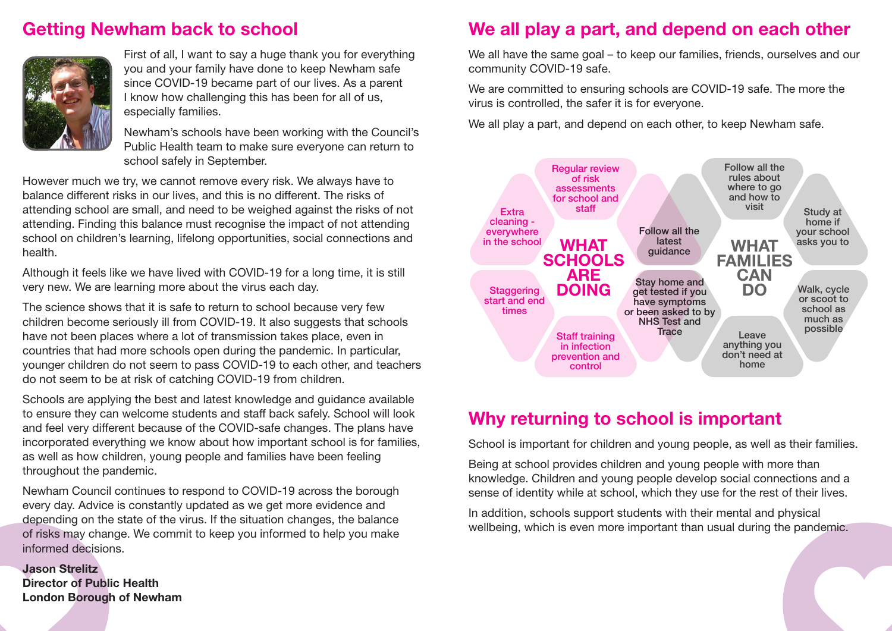## Getting Newham back to school

First of all, I want to say a huge thank you for everything you and your family have done to keep Newham safe since COVID-19 became part of our lives. As a parent I know how challenging this has been for all of us, especially families.

Newham's schools have been working with the Council's Public Health team to make sure everyone can return to school safely in September.

However much we try, we cannot remove every risk. We always have to balance different risks in our lives, and this is no different. The risks of attending school are small, and need to be weighed against the risks of not attending. Finding this balance must recognise the impact of not attending school on children's learning, lifelong opportunities, social connections and health.

Although it feels like we have lived with COVID-19 for a long time, it is still very new. We are learning more about the virus each day.

The science shows that it is safe to return to school because very few children become seriously ill from COVID-19. It also suggests that schools have not been places where a lot of transmission takes place, even in countries that had more schools open during the pandemic. In particular, younger children do not seem to pass COVID-19 to each other, and teachers do not seem to be at risk of catching COVID-19 from children.

Schools are applying the best and latest knowledge and guidance available to ensure they can welcome students and staff back safely. School will look and feel very different because of the COVID-safe changes. The plans have incorporated everything we know about how important school is for families, as well as how children, young people and families have been feeling throughout the pandemic.

Newham Council continues to respond to COVID-19 across the borough every day. Advice is constantly updated as we get more evidence and depending on the state of the virus. If the situation changes, the balance of risks may change. We commit to keep you informed to help you make informed decisions.

**Jason Strelitz**
**Director of Public Health**
**London Borough of Newham**

## We all play a part, and depend on each other

We all have the same goal – to keep our families, friends, ourselves and our community COVID-19 safe.

We are committed to ensuring schools are COVID-19 safe. The more the virus is controlled, the safer it is for everyone.

We all play a part, and depend on each other, to keep Newham safe.

**WHAT SCHOOLS ARE DOING**

- Regular review of risk assessments for school and staff
- Extra cleaning - everywhere in the school
- Staggering start and end times
- Staff training in infection prevention and control

**WHAT FAMILIES CAN DO**

- Follow all the rules about where to go and how to visit
- Study at home if your school asks you to
- Walk, cycle or scoot to school as much as possible
- Leave anything you don't need at home

**Both:**

- Follow all the latest guidance
- Stay home and get tested if you have symptoms or been asked to by NHS Test and Trace

## Why returning to school is important

School is important for children and young people, as well as their families.

Being at school provides children and young people with more than knowledge. Children and young people develop social connections and a sense of identity while at school, which they use for the rest of their lives.

In addition, schools support students with their mental and physical wellbeing, which is even more important than usual during the pandemic.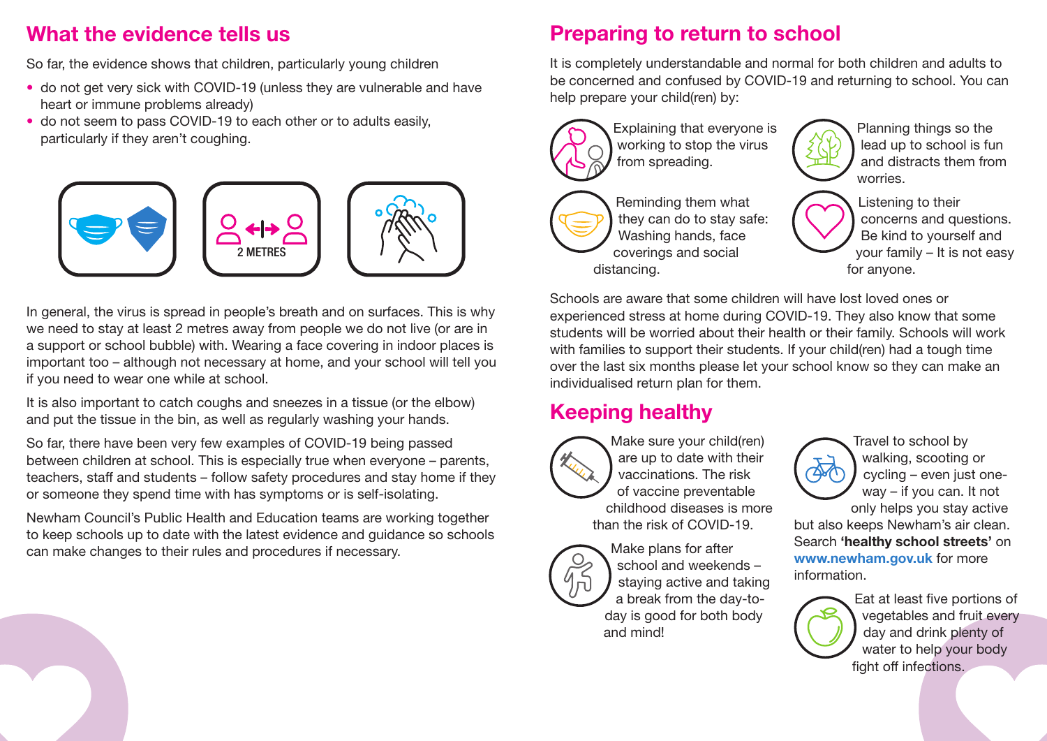## What the evidence tells us

So far, the evidence shows that children, particularly young children

- do not get very sick with COVID-19 (unless they are vulnerable and have heart or immune problems already)
- do not seem to pass COVID-19 to each other or to adults easily, particularly if they aren't coughing.

2 METRES

In general, the virus is spread in people's breath and on surfaces. This is why we need to stay at least 2 metres away from people we do not live (or are in a support or school bubble) with. Wearing a face covering in indoor places is important too – although not necessary at home, and your school will tell you if you need to wear one while at school.

It is also important to catch coughs and sneezes in a tissue (or the elbow) and put the tissue in the bin, as well as regularly washing your hands.

So far, there have been very few examples of COVID-19 being passed between children at school. This is especially true when everyone – parents, teachers, staff and students – follow safety procedures and stay home if they or someone they spend time with has symptoms or is self-isolating.

Newham Council's Public Health and Education teams are working together to keep schools up to date with the latest evidence and guidance so schools can make changes to their rules and procedures if necessary.

## Preparing to return to school

It is completely understandable and normal for both children and adults to be concerned and confused by COVID-19 and returning to school. You can help prepare your child(ren) by:

- Explaining that everyone is working to stop the virus from spreading.
- Planning things so the lead up to school is fun and distracts them from worries.
- Reminding them what they can do to stay safe: Washing hands, face coverings and social distancing.
- Listening to their concerns and questions. Be kind to yourself and your family – It is not easy for anyone.

Schools are aware that some children will have lost loved ones or experienced stress at home during COVID-19. They also know that some students will be worried about their health or their family. Schools will work with families to support their students. If your child(ren) had a tough time over the last six months please let your school know so they can make an individualised return plan for them.

## Keeping healthy

- Make sure your child(ren) are up to date with their vaccinations. The risk of vaccine preventable childhood diseases is more than the risk of COVID-19.
- Make plans for after school and weekends – staying active and taking a break from the day-to-day is good for both body and mind!
- Travel to school by walking, scooting or cycling – even just one-way – if you can. It not only helps you stay active but also keeps Newham's air clean. Search **'healthy school streets'** on **www.newham.gov.uk** for more information.
- Eat at least five portions of vegetables and fruit every day and drink plenty of water to help your body fight off infections.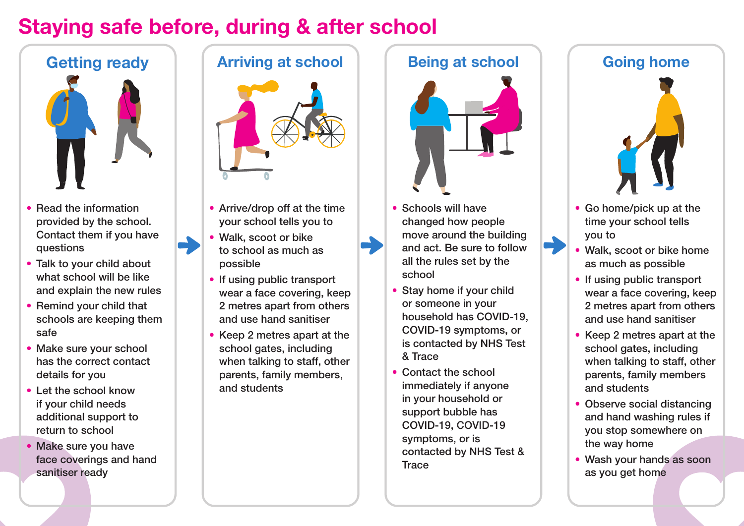# Staying safe before, during & after school

## Getting ready

- Read the information provided by the school. Contact them if you have questions
- Talk to your child about what school will be like and explain the new rules
- Remind your child that schools are keeping them safe
- Make sure your school has the correct contact details for you
- Let the school know if your child needs additional support to return to school
- Make sure you have face coverings and hand sanitiser ready

## Arriving at school

- Arrive/drop off at the time your school tells you to
- Walk, scoot or bike to school as much as possible
- If using public transport wear a face covering, keep 2 metres apart from others and use hand sanitiser
- Keep 2 metres apart at the school gates, including when talking to staff, other parents, family members, and students

## Being at school

- Schools will have changed how people move around the building and act. Be sure to follow all the rules set by the school
- Stay home if your child or someone in your household has COVID-19, COVID-19 symptoms, or is contacted by NHS Test & Trace
- Contact the school immediately if anyone in your household or support bubble has COVID-19, COVID-19 symptoms, or is contacted by NHS Test & Trace

## Going home

- Go home/pick up at the time your school tells you to
- Walk, scoot or bike home as much as possible
- If using public transport wear a face covering, keep 2 metres apart from others and use hand sanitiser
- Keep 2 metres apart at the school gates, including when talking to staff, other parents, family members and students
- Observe social distancing and hand washing rules if you stop somewhere on the way home
- Wash your hands as soon as you get home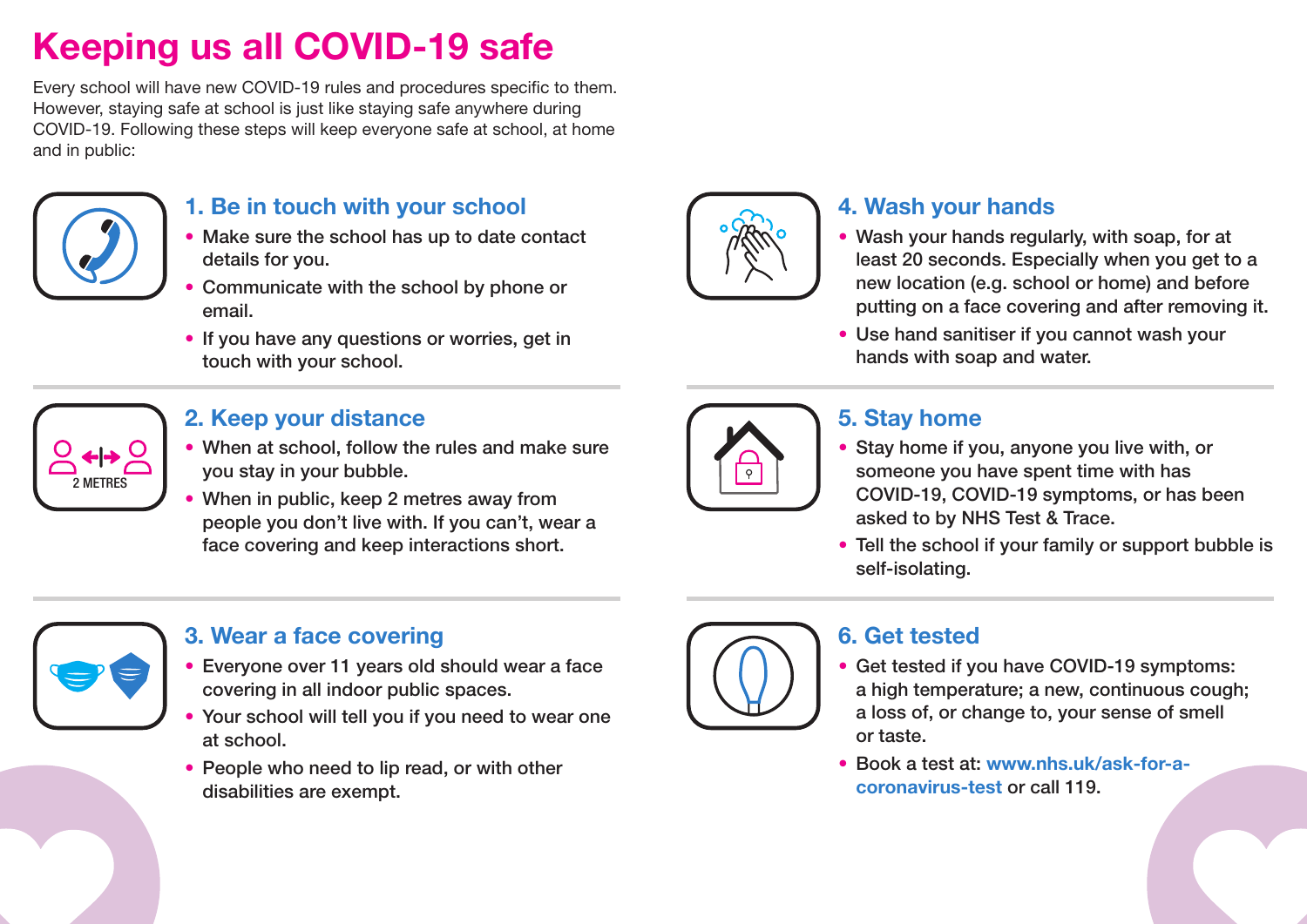# Keeping us all COVID-19 safe

Every school will have new COVID-19 rules and procedures specific to them. However, staying safe at school is just like staying safe anywhere during COVID-19. Following these steps will keep everyone safe at school, at home and in public:

## 1. Be in touch with your school

- Make sure the school has up to date contact details for you.
- Communicate with the school by phone or email.
- If you have any questions or worries, get in touch with your school.

## 2. Keep your distance

- When at school, follow the rules and make sure you stay in your bubble.
- When in public, keep 2 metres away from people you don't live with. If you can't, wear a face covering and keep interactions short.

## 3. Wear a face covering

- Everyone over 11 years old should wear a face covering in all indoor public spaces.
- Your school will tell you if you need to wear one at school.
- People who need to lip read, or with other disabilities are exempt.

## 4. Wash your hands

- Wash your hands regularly, with soap, for at least 20 seconds. Especially when you get to a new location (e.g. school or home) and before putting on a face covering and after removing it.
- Use hand sanitiser if you cannot wash your hands with soap and water.

## 5. Stay home

- Stay home if you, anyone you live with, or someone you have spent time with has COVID-19, COVID-19 symptoms, or has been asked to by NHS Test & Trace.
- Tell the school if your family or support bubble is self-isolating.

## 6. Get tested

- Get tested if you have COVID-19 symptoms: a high temperature; a new, continuous cough; a loss of, or change to, your sense of smell or taste.
- Book a test at: www.nhs.uk/ask-for-a-coronavirus-test or call 119.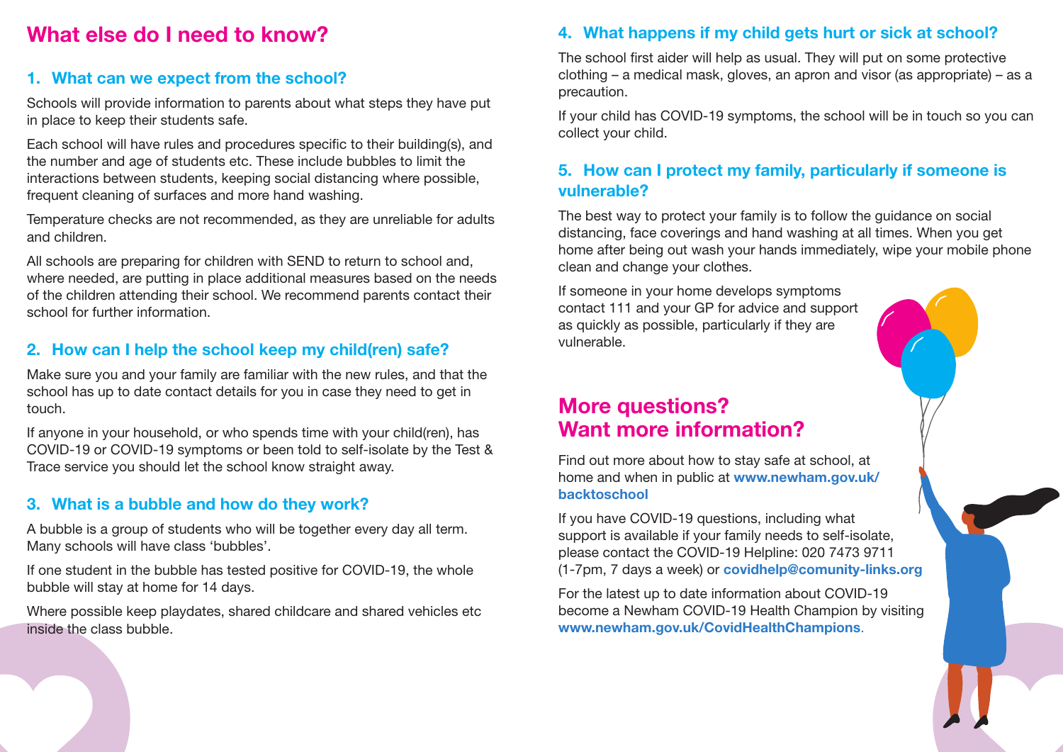# What else do I need to know?

## 1. What can we expect from the school?

Schools will provide information to parents about what steps they have put in place to keep their students safe.

Each school will have rules and procedures specific to their building(s), and the number and age of students etc. These include bubbles to limit the interactions between students, keeping social distancing where possible, frequent cleaning of surfaces and more hand washing.

Temperature checks are not recommended, as they are unreliable for adults and children.

All schools are preparing for children with SEND to return to school and, where needed, are putting in place additional measures based on the needs of the children attending their school. We recommend parents contact their school for further information.

## 2. How can I help the school keep my child(ren) safe?

Make sure you and your family are familiar with the new rules, and that the school has up to date contact details for you in case they need to get in touch.

If anyone in your household, or who spends time with your child(ren), has COVID-19 or COVID-19 symptoms or been told to self-isolate by the Test & Trace service you should let the school know straight away.

## 3. What is a bubble and how do they work?

A bubble is a group of students who will be together every day all term. Many schools will have class 'bubbles'.

If one student in the bubble has tested positive for COVID-19, the whole bubble will stay at home for 14 days.

Where possible keep playdates, shared childcare and shared vehicles etc inside the class bubble.

## 4. What happens if my child gets hurt or sick at school?

The school first aider will help as usual. They will put on some protective clothing – a medical mask, gloves, an apron and visor (as appropriate) – as a precaution.

If your child has COVID-19 symptoms, the school will be in touch so you can collect your child.

## 5. How can I protect my family, particularly if someone is vulnerable?

The best way to protect your family is to follow the guidance on social distancing, face coverings and hand washing at all times. When you get home after being out wash your hands immediately, wipe your mobile phone clean and change your clothes.

If someone in your home develops symptoms contact 111 and your GP for advice and support as quickly as possible, particularly if they are vulnerable.

# More questions? Want more information?

Find out more about how to stay safe at school, at home and when in public at **www.newham.gov.uk/backtoschool**

If you have COVID-19 questions, including what support is available if your family needs to self-isolate, please contact the COVID-19 Helpline: 020 7473 9711 (1-7pm, 7 days a week) or **covidhelp@comunity-links.org**

For the latest up to date information about COVID-19 become a Newham COVID-19 Health Champion by visiting **www.newham.gov.uk/CovidHealthChampions**.